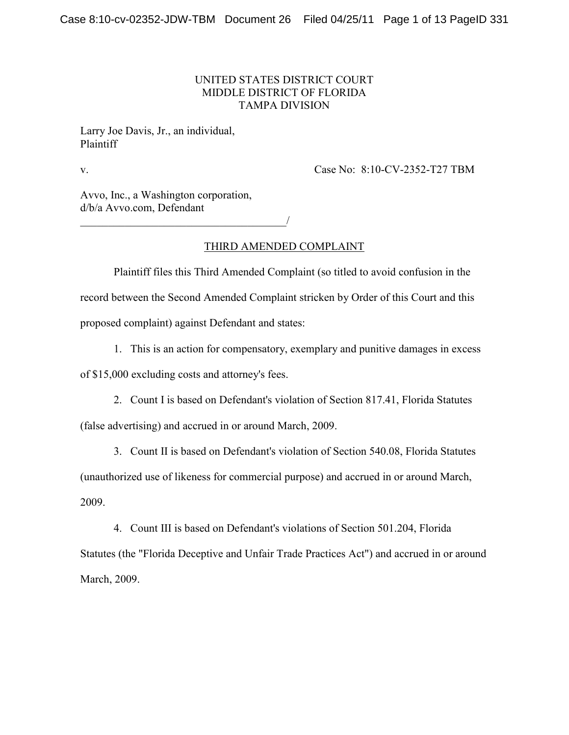UNITED STATES DISTRICT COURT
MIDDLE DISTRICT OF FLORIDA
TAMPA DIVISION

Larry Joe Davis, Jr., an individual,
Plaintiff

v. Case No: 8:10-CV-2352-T27 TBM

Avvo, Inc., a Washington corporation,
d/b/a Avvo.com, Defendant
_______________________________________/

## THIRD AMENDED COMPLAINT

Plaintiff files this Third Amended Complaint (so titled to avoid confusion in the record between the Second Amended Complaint stricken by Order of this Court and this proposed complaint) against Defendant and states:

1. This is an action for compensatory, exemplary and punitive damages in excess of $15,000 excluding costs and attorney's fees.

2. Count I is based on Defendant's violation of Section 817.41, Florida Statutes (false advertising) and accrued in or around March, 2009.

3. Count II is based on Defendant's violation of Section 540.08, Florida Statutes (unauthorized use of likeness for commercial purpose) and accrued in or around March, 2009.

4. Count III is based on Defendant's violations of Section 501.204, Florida Statutes (the "Florida Deceptive and Unfair Trade Practices Act") and accrued in or around March, 2009.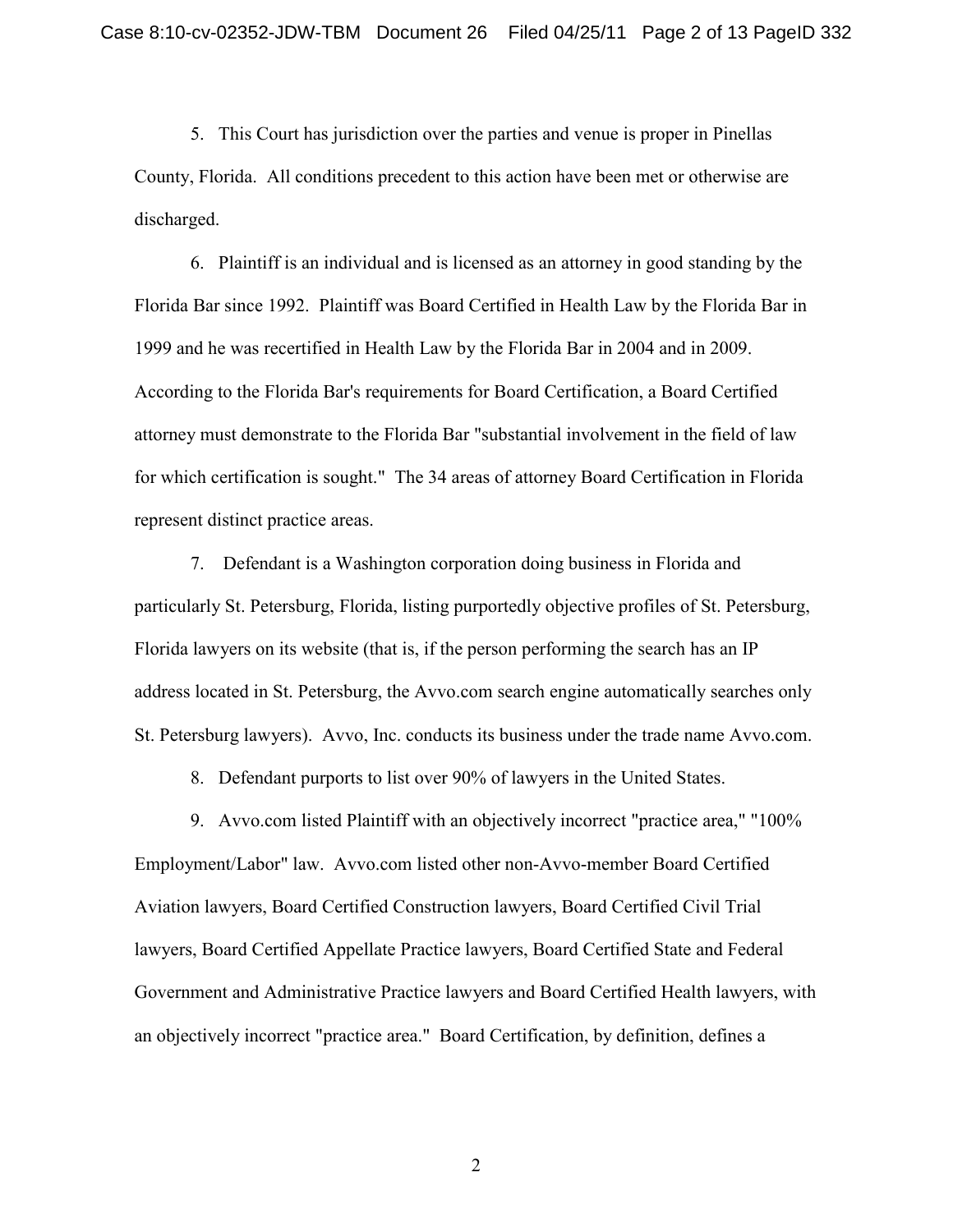5. This Court has jurisdiction over the parties and venue is proper in Pinellas County, Florida. All conditions precedent to this action have been met or otherwise are discharged.

6. Plaintiff is an individual and is licensed as an attorney in good standing by the Florida Bar since 1992. Plaintiff was Board Certified in Health Law by the Florida Bar in 1999 and he was recertified in Health Law by the Florida Bar in 2004 and in 2009. According to the Florida Bar's requirements for Board Certification, a Board Certified attorney must demonstrate to the Florida Bar "substantial involvement in the field of law for which certification is sought." The 34 areas of attorney Board Certification in Florida represent distinct practice areas.

7. Defendant is a Washington corporation doing business in Florida and particularly St. Petersburg, Florida, listing purportedly objective profiles of St. Petersburg, Florida lawyers on its website (that is, if the person performing the search has an IP address located in St. Petersburg, the Avvo.com search engine automatically searches only St. Petersburg lawyers). Avvo, Inc. conducts its business under the trade name Avvo.com.

8. Defendant purports to list over 90% of lawyers in the United States.

9. Avvo.com listed Plaintiff with an objectively incorrect "practice area," "100% Employment/Labor" law. Avvo.com listed other non-Avvo-member Board Certified Aviation lawyers, Board Certified Construction lawyers, Board Certified Civil Trial lawyers, Board Certified Appellate Practice lawyers, Board Certified State and Federal Government and Administrative Practice lawyers and Board Certified Health lawyers, with an objectively incorrect "practice area." Board Certification, by definition, defines a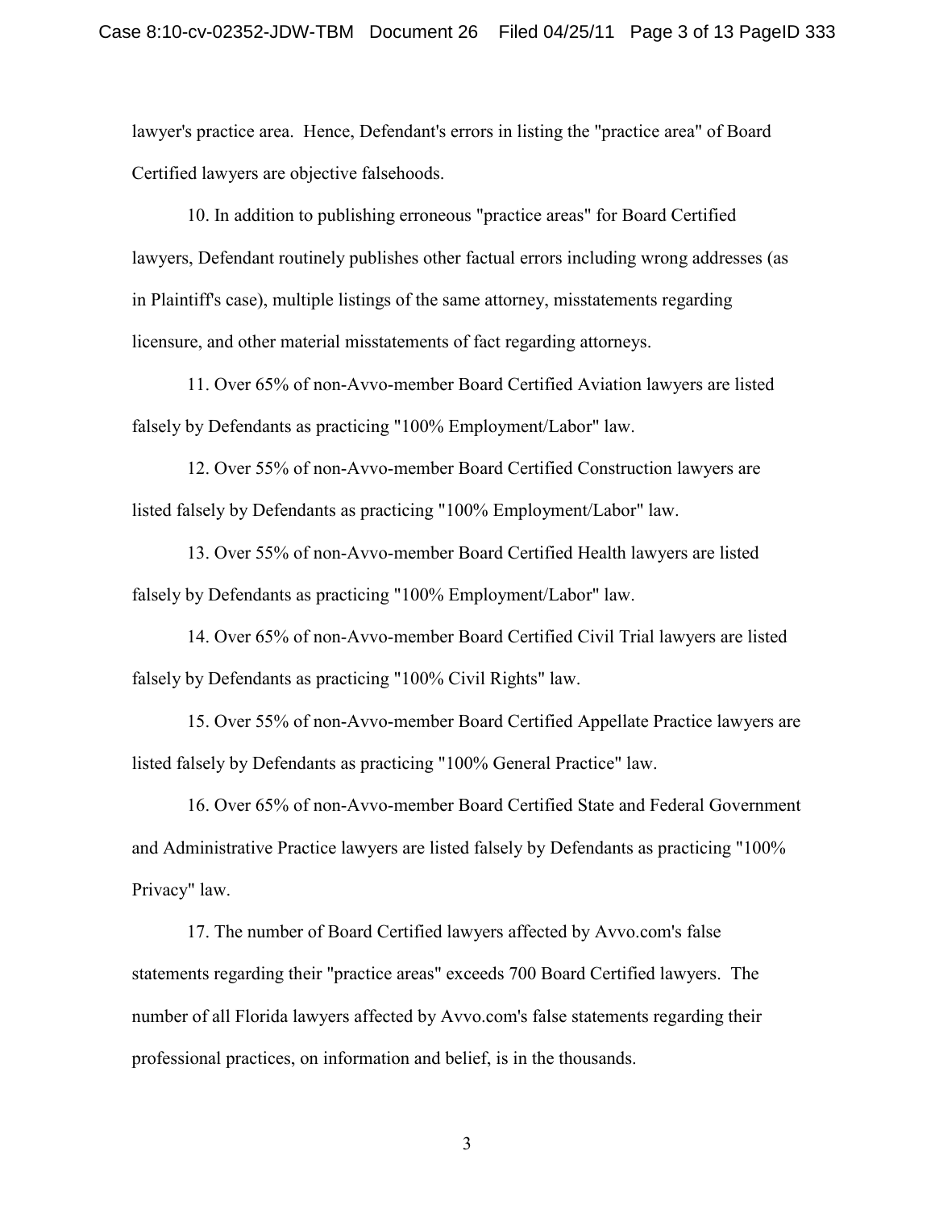lawyer's practice area. Hence, Defendant's errors in listing the "practice area" of Board Certified lawyers are objective falsehoods.

10. In addition to publishing erroneous "practice areas" for Board Certified lawyers, Defendant routinely publishes other factual errors including wrong addresses (as in Plaintiff's case), multiple listings of the same attorney, misstatements regarding licensure, and other material misstatements of fact regarding attorneys.

11. Over 65% of non-Avvo-member Board Certified Aviation lawyers are listed falsely by Defendants as practicing "100% Employment/Labor" law.

12. Over 55% of non-Avvo-member Board Certified Construction lawyers are listed falsely by Defendants as practicing "100% Employment/Labor" law.

13. Over 55% of non-Avvo-member Board Certified Health lawyers are listed falsely by Defendants as practicing "100% Employment/Labor" law.

14. Over 65% of non-Avvo-member Board Certified Civil Trial lawyers are listed falsely by Defendants as practicing "100% Civil Rights" law.

15. Over 55% of non-Avvo-member Board Certified Appellate Practice lawyers are listed falsely by Defendants as practicing "100% General Practice" law.

16. Over 65% of non-Avvo-member Board Certified State and Federal Government and Administrative Practice lawyers are listed falsely by Defendants as practicing "100% Privacy" law.

17. The number of Board Certified lawyers affected by Avvo.com's false statements regarding their "practice areas" exceeds 700 Board Certified lawyers. The number of all Florida lawyers affected by Avvo.com's false statements regarding their professional practices, on information and belief, is in the thousands.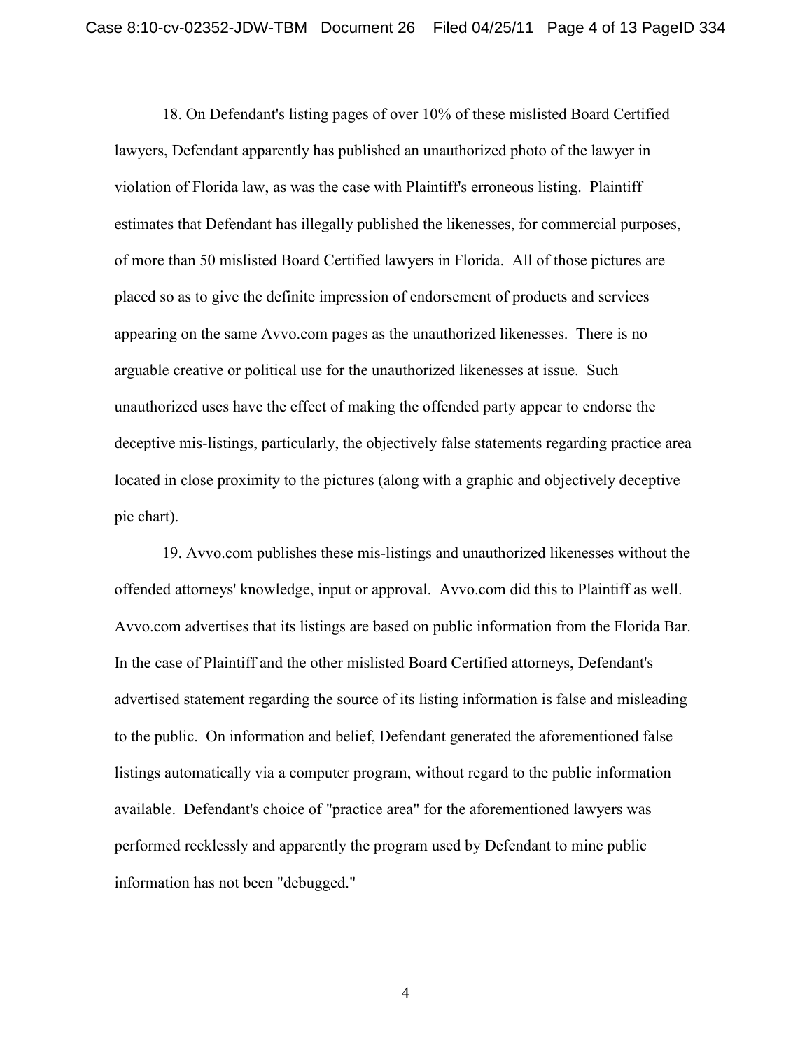18. On Defendant's listing pages of over 10% of these mislisted Board Certified lawyers, Defendant apparently has published an unauthorized photo of the lawyer in violation of Florida law, as was the case with Plaintiff's erroneous listing. Plaintiff estimates that Defendant has illegally published the likenesses, for commercial purposes, of more than 50 mislisted Board Certified lawyers in Florida. All of those pictures are placed so as to give the definite impression of endorsement of products and services appearing on the same Avvo.com pages as the unauthorized likenesses. There is no arguable creative or political use for the unauthorized likenesses at issue. Such unauthorized uses have the effect of making the offended party appear to endorse the deceptive mis-listings, particularly, the objectively false statements regarding practice area located in close proximity to the pictures (along with a graphic and objectively deceptive pie chart).

19. Avvo.com publishes these mis-listings and unauthorized likenesses without the offended attorneys' knowledge, input or approval. Avvo.com did this to Plaintiff as well. Avvo.com advertises that its listings are based on public information from the Florida Bar. In the case of Plaintiff and the other mislisted Board Certified attorneys, Defendant's advertised statement regarding the source of its listing information is false and misleading to the public. On information and belief, Defendant generated the aforementioned false listings automatically via a computer program, without regard to the public information available. Defendant's choice of "practice area" for the aforementioned lawyers was performed recklessly and apparently the program used by Defendant to mine public information has not been "debugged."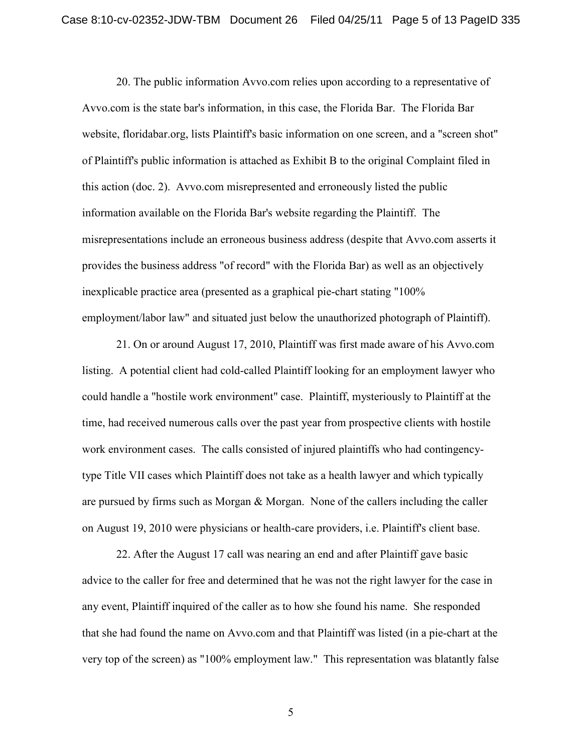20. The public information Avvo.com relies upon according to a representative of Avvo.com is the state bar's information, in this case, the Florida Bar. The Florida Bar website, floridabar.org, lists Plaintiff's basic information on one screen, and a "screen shot" of Plaintiff's public information is attached as Exhibit B to the original Complaint filed in this action (doc. 2). Avvo.com misrepresented and erroneously listed the public information available on the Florida Bar's website regarding the Plaintiff. The misrepresentations include an erroneous business address (despite that Avvo.com asserts it provides the business address "of record" with the Florida Bar) as well as an objectively inexplicable practice area (presented as a graphical pie-chart stating "100% employment/labor law" and situated just below the unauthorized photograph of Plaintiff).

21. On or around August 17, 2010, Plaintiff was first made aware of his Avvo.com listing. A potential client had cold-called Plaintiff looking for an employment lawyer who could handle a "hostile work environment" case. Plaintiff, mysteriously to Plaintiff at the time, had received numerous calls over the past year from prospective clients with hostile work environment cases. The calls consisted of injured plaintiffs who had contingency-type Title VII cases which Plaintiff does not take as a health lawyer and which typically are pursued by firms such as Morgan & Morgan. None of the callers including the caller on August 19, 2010 were physicians or health-care providers, i.e. Plaintiff's client base.

22. After the August 17 call was nearing an end and after Plaintiff gave basic advice to the caller for free and determined that he was not the right lawyer for the case in any event, Plaintiff inquired of the caller as to how she found his name. She responded that she had found the name on Avvo.com and that Plaintiff was listed (in a pie-chart at the very top of the screen) as "100% employment law." This representation was blatantly false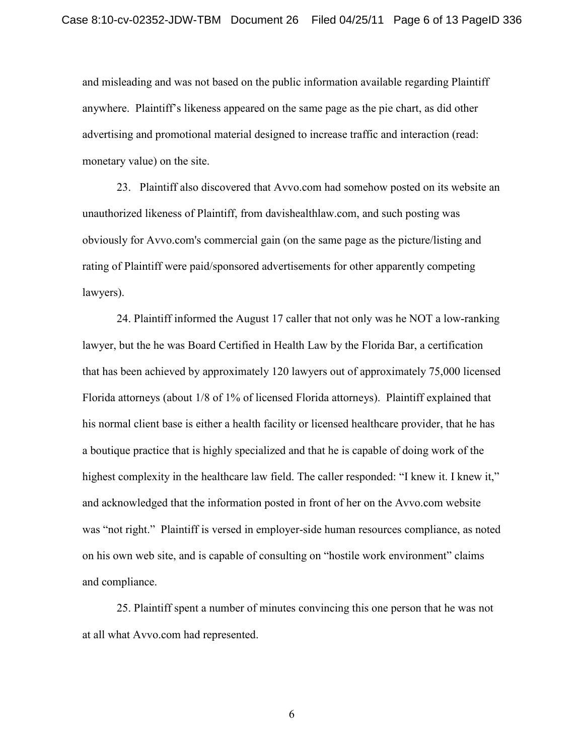and misleading and was not based on the public information available regarding Plaintiff anywhere. Plaintiff's likeness appeared on the same page as the pie chart, as did other advertising and promotional material designed to increase traffic and interaction (read: monetary value) on the site.

23. Plaintiff also discovered that Avvo.com had somehow posted on its website an unauthorized likeness of Plaintiff, from davishealthlaw.com, and such posting was obviously for Avvo.com's commercial gain (on the same page as the picture/listing and rating of Plaintiff were paid/sponsored advertisements for other apparently competing lawyers).

24. Plaintiff informed the August 17 caller that not only was he NOT a low-ranking lawyer, but the he was Board Certified in Health Law by the Florida Bar, a certification that has been achieved by approximately 120 lawyers out of approximately 75,000 licensed Florida attorneys (about 1/8 of 1% of licensed Florida attorneys). Plaintiff explained that his normal client base is either a health facility or licensed healthcare provider, that he has a boutique practice that is highly specialized and that he is capable of doing work of the highest complexity in the healthcare law field. The caller responded: "I knew it. I knew it," and acknowledged that the information posted in front of her on the Avvo.com website was "not right." Plaintiff is versed in employer-side human resources compliance, as noted on his own web site, and is capable of consulting on "hostile work environment" claims and compliance.

25. Plaintiff spent a number of minutes convincing this one person that he was not at all what Avvo.com had represented.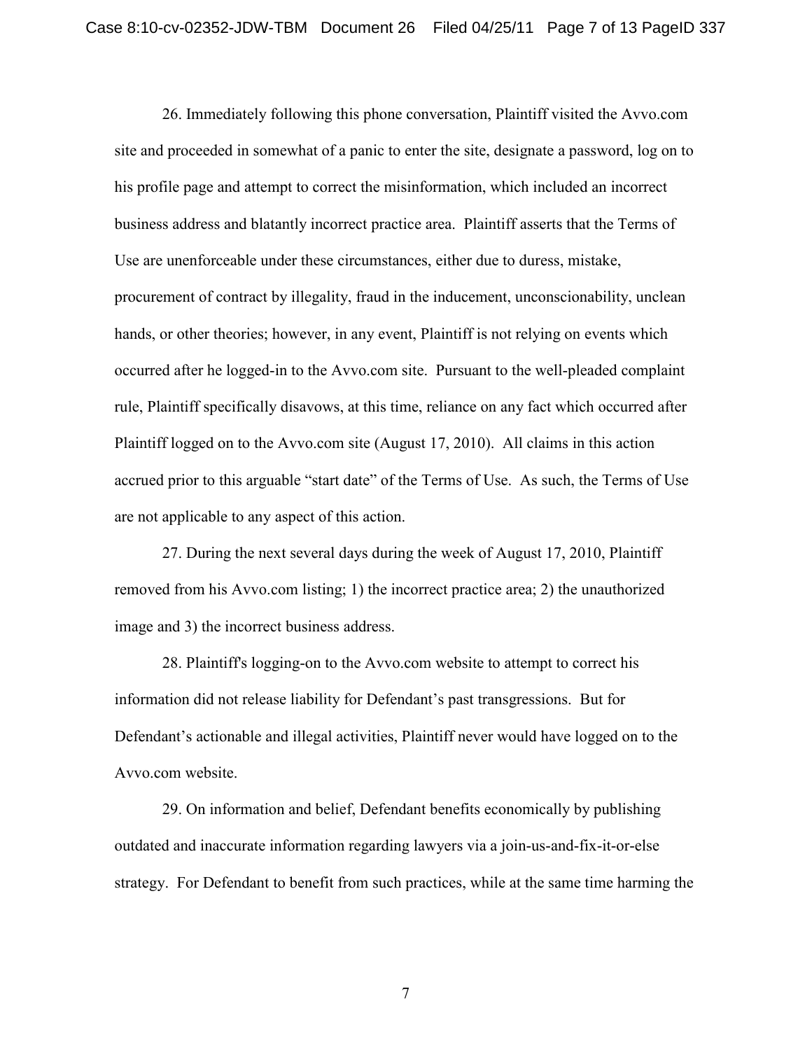26. Immediately following this phone conversation, Plaintiff visited the Avvo.com site and proceeded in somewhat of a panic to enter the site, designate a password, log on to his profile page and attempt to correct the misinformation, which included an incorrect business address and blatantly incorrect practice area. Plaintiff asserts that the Terms of Use are unenforceable under these circumstances, either due to duress, mistake, procurement of contract by illegality, fraud in the inducement, unconscionability, unclean hands, or other theories; however, in any event, Plaintiff is not relying on events which occurred after he logged-in to the Avvo.com site. Pursuant to the well-pleaded complaint rule, Plaintiff specifically disavows, at this time, reliance on any fact which occurred after Plaintiff logged on to the Avvo.com site (August 17, 2010). All claims in this action accrued prior to this arguable "start date" of the Terms of Use. As such, the Terms of Use are not applicable to any aspect of this action.

27. During the next several days during the week of August 17, 2010, Plaintiff removed from his Avvo.com listing; 1) the incorrect practice area; 2) the unauthorized image and 3) the incorrect business address.

28. Plaintiff's logging-on to the Avvo.com website to attempt to correct his information did not release liability for Defendant's past transgressions. But for Defendant's actionable and illegal activities, Plaintiff never would have logged on to the Avvo.com website.

29. On information and belief, Defendant benefits economically by publishing outdated and inaccurate information regarding lawyers via a join-us-and-fix-it-or-else strategy. For Defendant to benefit from such practices, while at the same time harming the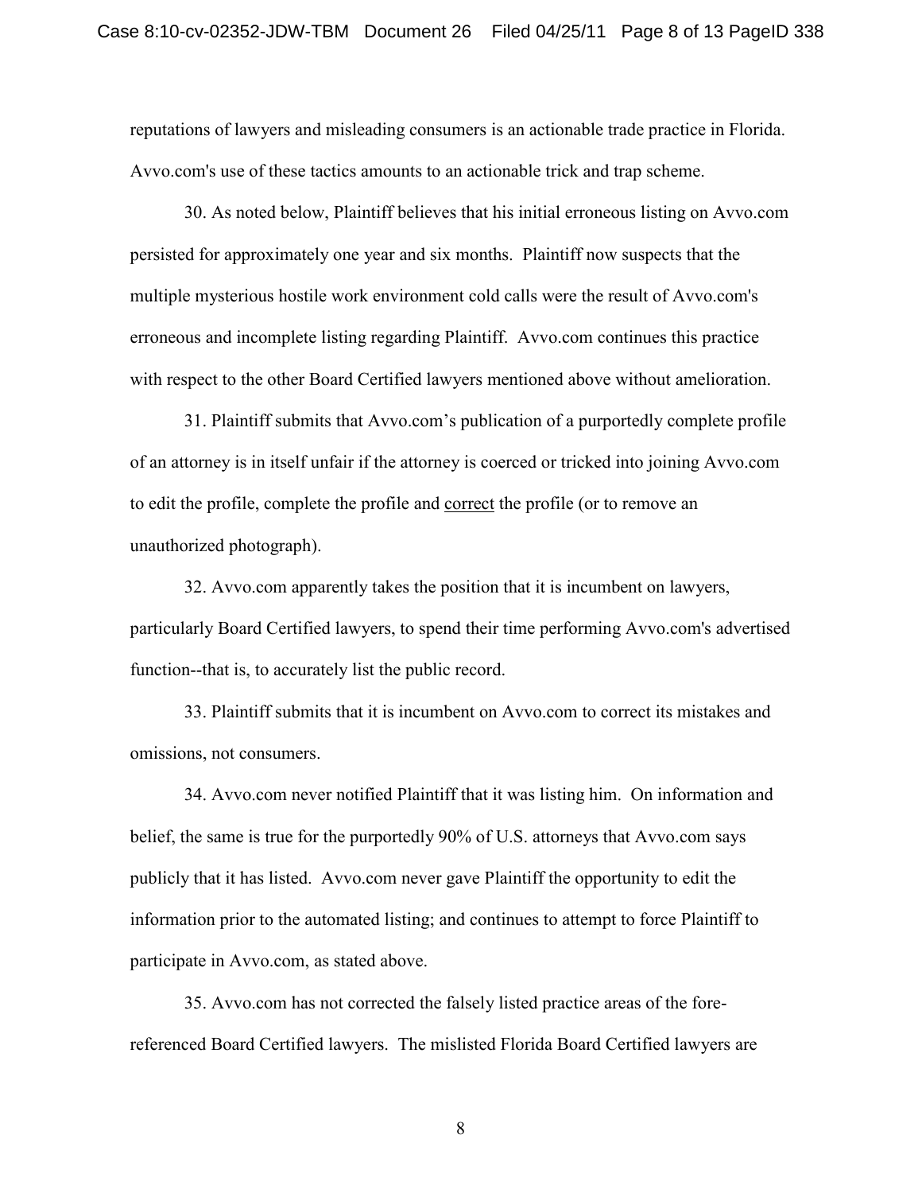reputations of lawyers and misleading consumers is an actionable trade practice in Florida. Avvo.com's use of these tactics amounts to an actionable trick and trap scheme.

30. As noted below, Plaintiff believes that his initial erroneous listing on Avvo.com persisted for approximately one year and six months. Plaintiff now suspects that the multiple mysterious hostile work environment cold calls were the result of Avvo.com's erroneous and incomplete listing regarding Plaintiff. Avvo.com continues this practice with respect to the other Board Certified lawyers mentioned above without amelioration.

31. Plaintiff submits that Avvo.com's publication of a purportedly complete profile of an attorney is in itself unfair if the attorney is coerced or tricked into joining Avvo.com to edit the profile, complete the profile and <u>correct</u> the profile (or to remove an unauthorized photograph).

32. Avvo.com apparently takes the position that it is incumbent on lawyers, particularly Board Certified lawyers, to spend their time performing Avvo.com's advertised function--that is, to accurately list the public record.

33. Plaintiff submits that it is incumbent on Avvo.com to correct its mistakes and omissions, not consumers.

34. Avvo.com never notified Plaintiff that it was listing him. On information and belief, the same is true for the purportedly 90% of U.S. attorneys that Avvo.com says publicly that it has listed. Avvo.com never gave Plaintiff the opportunity to edit the information prior to the automated listing; and continues to attempt to force Plaintiff to participate in Avvo.com, as stated above.

35. Avvo.com has not corrected the falsely listed practice areas of the fore-referenced Board Certified lawyers. The mislisted Florida Board Certified lawyers are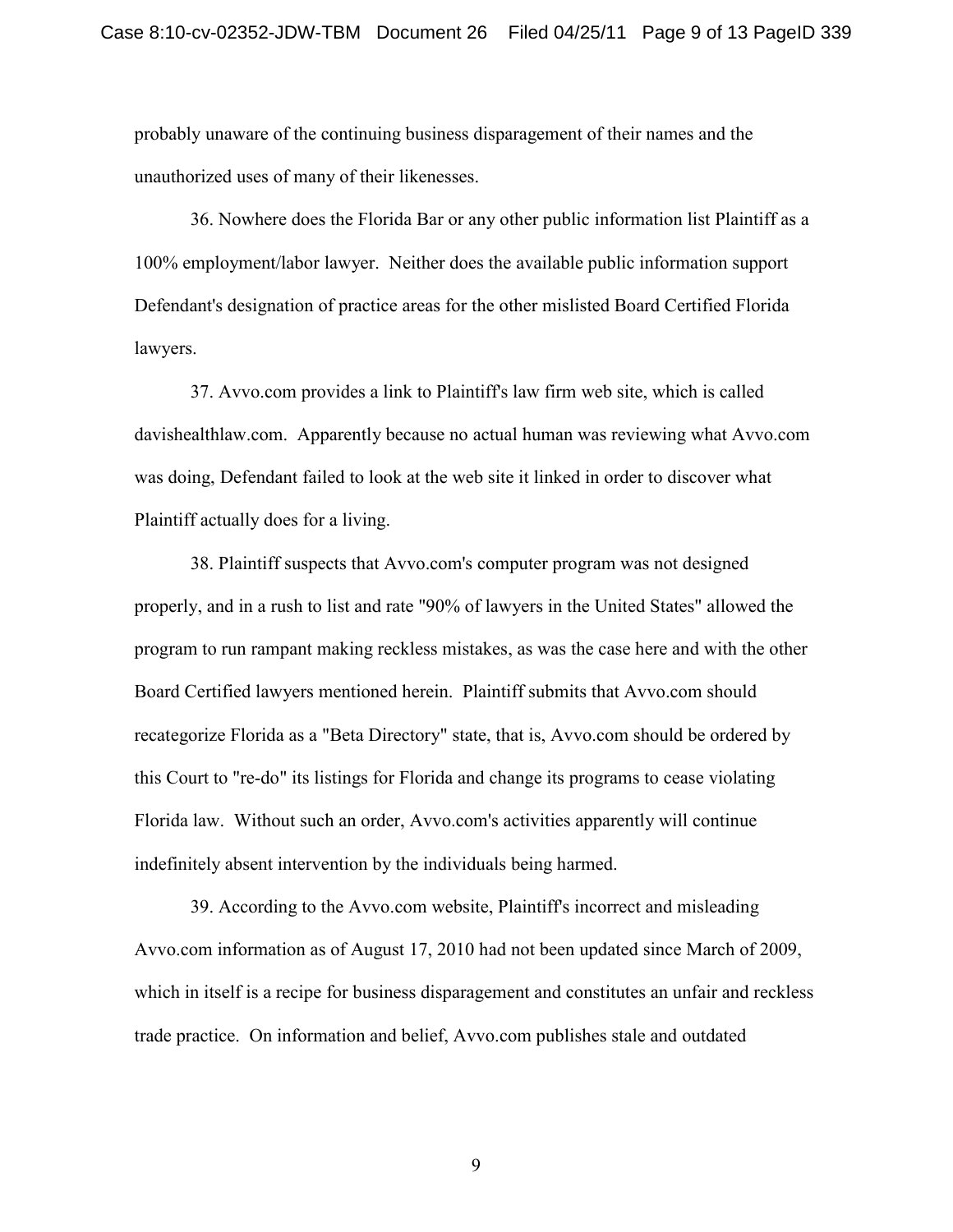probably unaware of the continuing business disparagement of their names and the unauthorized uses of many of their likenesses.

36. Nowhere does the Florida Bar or any other public information list Plaintiff as a 100% employment/labor lawyer. Neither does the available public information support Defendant's designation of practice areas for the other mislisted Board Certified Florida lawyers.

37. Avvo.com provides a link to Plaintiff's law firm web site, which is called davishealthlaw.com. Apparently because no actual human was reviewing what Avvo.com was doing, Defendant failed to look at the web site it linked in order to discover what Plaintiff actually does for a living.

38. Plaintiff suspects that Avvo.com's computer program was not designed properly, and in a rush to list and rate "90% of lawyers in the United States" allowed the program to run rampant making reckless mistakes, as was the case here and with the other Board Certified lawyers mentioned herein. Plaintiff submits that Avvo.com should recategorize Florida as a "Beta Directory" state, that is, Avvo.com should be ordered by this Court to "re-do" its listings for Florida and change its programs to cease violating Florida law. Without such an order, Avvo.com's activities apparently will continue indefinitely absent intervention by the individuals being harmed.

39. According to the Avvo.com website, Plaintiff's incorrect and misleading Avvo.com information as of August 17, 2010 had not been updated since March of 2009, which in itself is a recipe for business disparagement and constitutes an unfair and reckless trade practice. On information and belief, Avvo.com publishes stale and outdated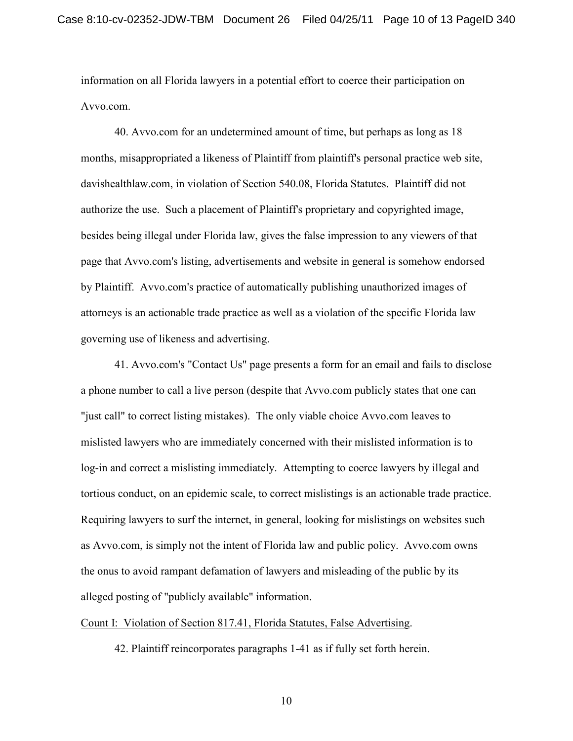information on all Florida lawyers in a potential effort to coerce their participation on Avvo.com.

40. Avvo.com for an undetermined amount of time, but perhaps as long as 18 months, misappropriated a likeness of Plaintiff from plaintiff's personal practice web site, davishealthlaw.com, in violation of Section 540.08, Florida Statutes. Plaintiff did not authorize the use. Such a placement of Plaintiff's proprietary and copyrighted image, besides being illegal under Florida law, gives the false impression to any viewers of that page that Avvo.com's listing, advertisements and website in general is somehow endorsed by Plaintiff. Avvo.com's practice of automatically publishing unauthorized images of attorneys is an actionable trade practice as well as a violation of the specific Florida law governing use of likeness and advertising.

41. Avvo.com's "Contact Us" page presents a form for an email and fails to disclose a phone number to call a live person (despite that Avvo.com publicly states that one can "just call" to correct listing mistakes). The only viable choice Avvo.com leaves to mislisted lawyers who are immediately concerned with their mislisted information is to log-in and correct a mislisting immediately. Attempting to coerce lawyers by illegal and tortious conduct, on an epidemic scale, to correct mislistings is an actionable trade practice. Requiring lawyers to surf the internet, in general, looking for mislistings on websites such as Avvo.com, is simply not the intent of Florida law and public policy. Avvo.com owns the onus to avoid rampant defamation of lawyers and misleading of the public by its alleged posting of "publicly available" information.

<u>Count I: Violation of Section 817.41, Florida Statutes, False Advertising</u>.

42. Plaintiff reincorporates paragraphs 1-41 as if fully set forth herein.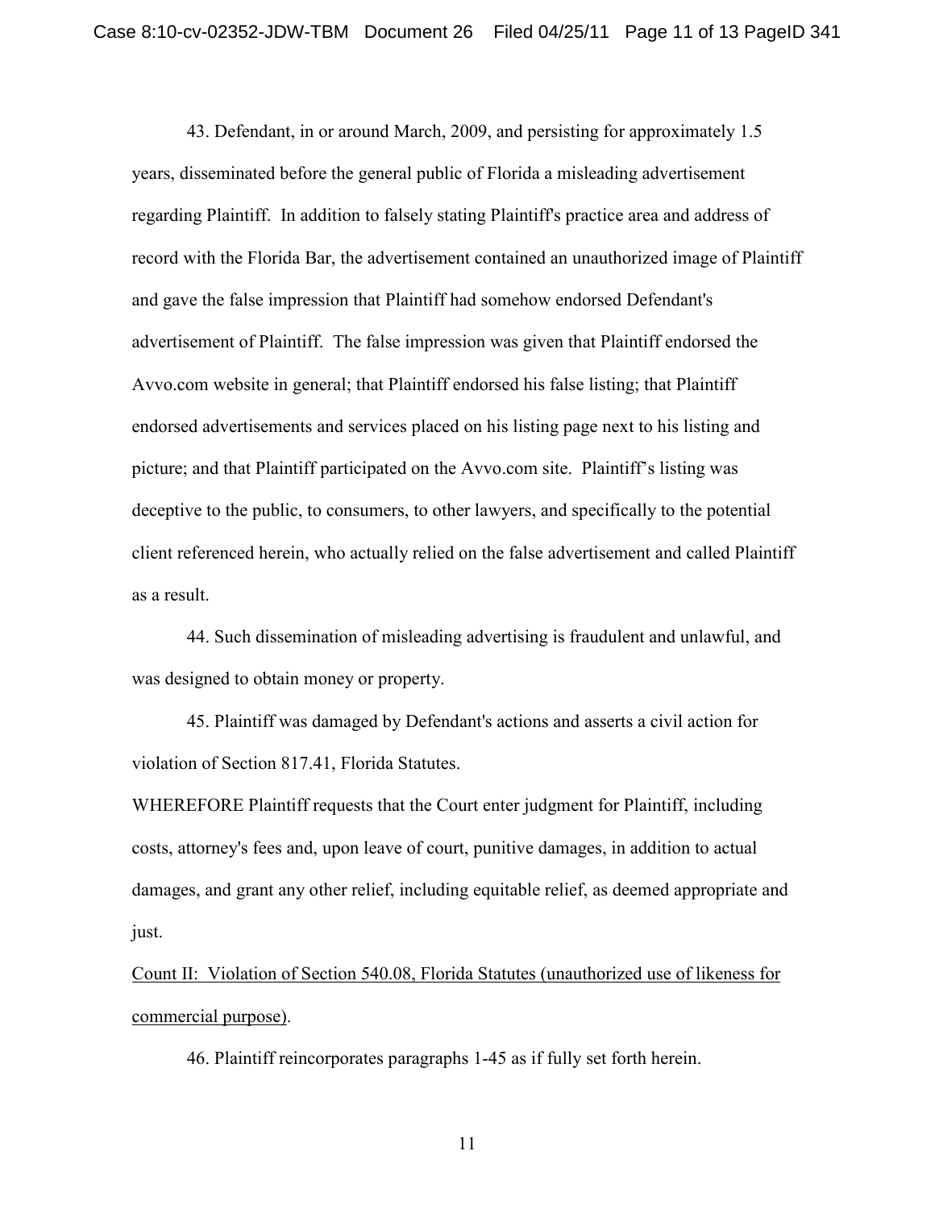43. Defendant, in or around March, 2009, and persisting for approximately 1.5 years, disseminated before the general public of Florida a misleading advertisement regarding Plaintiff. In addition to falsely stating Plaintiff's practice area and address of record with the Florida Bar, the advertisement contained an unauthorized image of Plaintiff and gave the false impression that Plaintiff had somehow endorsed Defendant's advertisement of Plaintiff. The false impression was given that Plaintiff endorsed the Avvo.com website in general; that Plaintiff endorsed his false listing; that Plaintiff endorsed advertisements and services placed on his listing page next to his listing and picture; and that Plaintiff participated on the Avvo.com site. Plaintiff's listing was deceptive to the public, to consumers, to other lawyers, and specifically to the potential client referenced herein, who actually relied on the false advertisement and called Plaintiff as a result.

44. Such dissemination of misleading advertising is fraudulent and unlawful, and was designed to obtain money or property.

45. Plaintiff was damaged by Defendant's actions and asserts a civil action for violation of Section 817.41, Florida Statutes.

WHEREFORE Plaintiff requests that the Court enter judgment for Plaintiff, including costs, attorney's fees and, upon leave of court, punitive damages, in addition to actual damages, and grant any other relief, including equitable relief, as deemed appropriate and just.

<u>Count II: Violation of Section 540.08, Florida Statutes (unauthorized use of likeness for commercial purpose)</u>.

46. Plaintiff reincorporates paragraphs 1-45 as if fully set forth herein.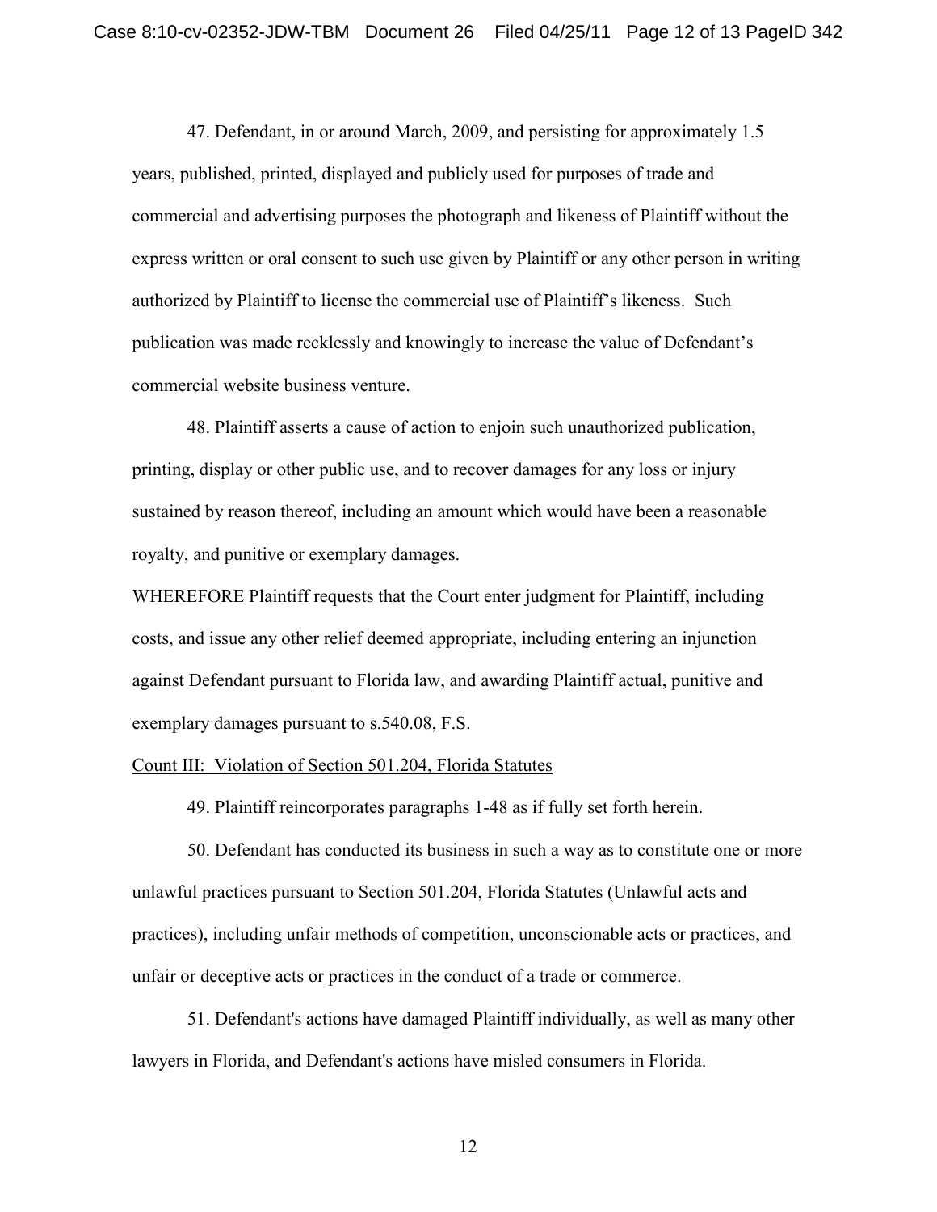47. Defendant, in or around March, 2009, and persisting for approximately 1.5 years, published, printed, displayed and publicly used for purposes of trade and commercial and advertising purposes the photograph and likeness of Plaintiff without the express written or oral consent to such use given by Plaintiff or any other person in writing authorized by Plaintiff to license the commercial use of Plaintiff's likeness. Such publication was made recklessly and knowingly to increase the value of Defendant's commercial website business venture.

48. Plaintiff asserts a cause of action to enjoin such unauthorized publication, printing, display or other public use, and to recover damages for any loss or injury sustained by reason thereof, including an amount which would have been a reasonable royalty, and punitive or exemplary damages.

WHEREFORE Plaintiff requests that the Court enter judgment for Plaintiff, including costs, and issue any other relief deemed appropriate, including entering an injunction against Defendant pursuant to Florida law, and awarding Plaintiff actual, punitive and exemplary damages pursuant to s.540.08, F.S.

<u>Count III: Violation of Section 501.204, Florida Statutes</u>

49. Plaintiff reincorporates paragraphs 1-48 as if fully set forth herein.

50. Defendant has conducted its business in such a way as to constitute one or more unlawful practices pursuant to Section 501.204, Florida Statutes (Unlawful acts and practices), including unfair methods of competition, unconscionable acts or practices, and unfair or deceptive acts or practices in the conduct of a trade or commerce.

51. Defendant's actions have damaged Plaintiff individually, as well as many other lawyers in Florida, and Defendant's actions have misled consumers in Florida.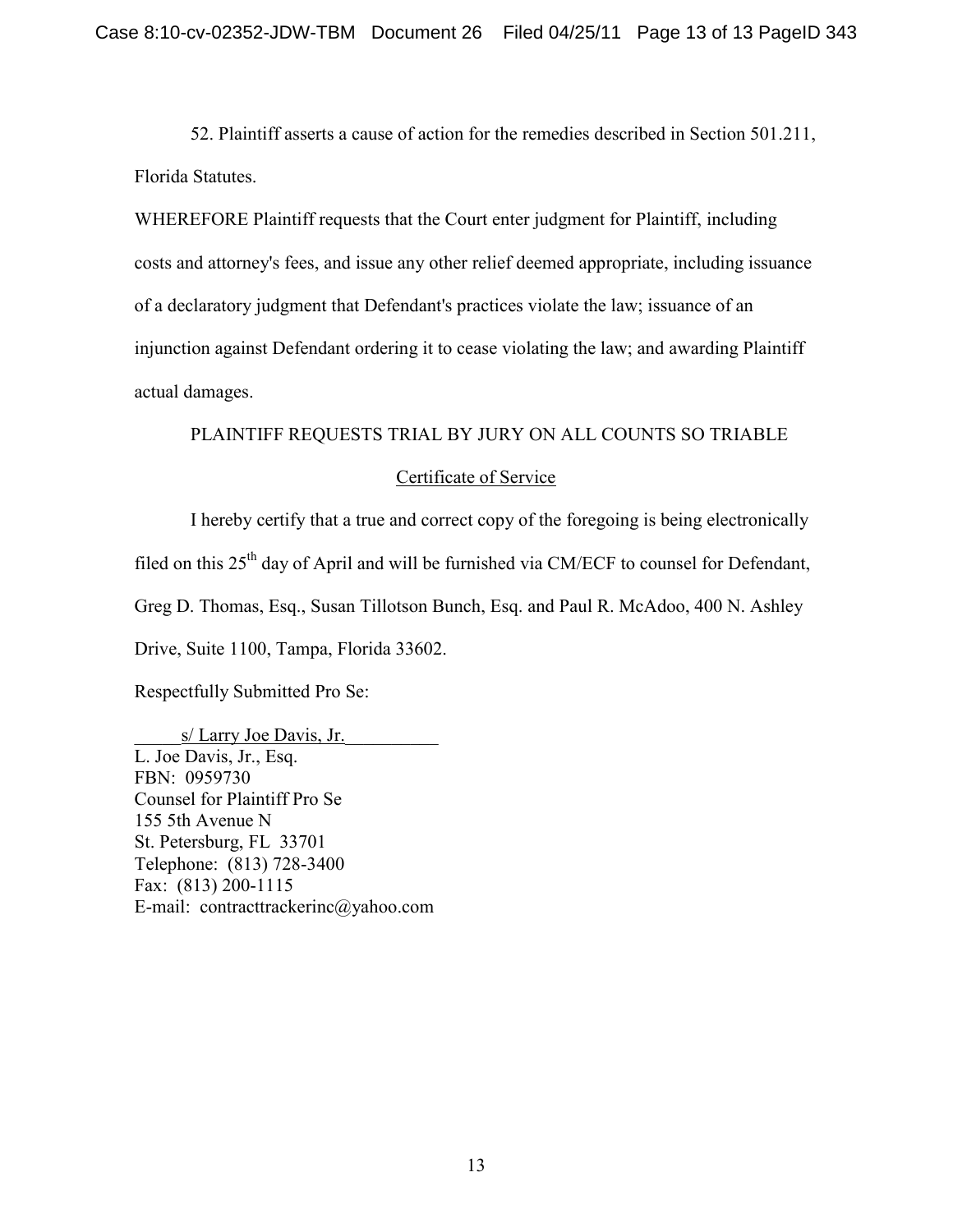52. Plaintiff asserts a cause of action for the remedies described in Section 501.211, Florida Statutes.

WHEREFORE Plaintiff requests that the Court enter judgment for Plaintiff, including costs and attorney's fees, and issue any other relief deemed appropriate, including issuance of a declaratory judgment that Defendant's practices violate the law; issuance of an injunction against Defendant ordering it to cease violating the law; and awarding Plaintiff actual damages.

PLAINTIFF REQUESTS TRIAL BY JURY ON ALL COUNTS SO TRIABLE

Certificate of Service

I hereby certify that a true and correct copy of the foregoing is being electronically filed on this 25th day of April and will be furnished via CM/ECF to counsel for Defendant, Greg D. Thomas, Esq., Susan Tillotson Bunch, Esq. and Paul R. McAdoo, 400 N. Ashley Drive, Suite 1100, Tampa, Florida 33602.

Respectfully Submitted Pro Se:

s/ Larry Joe Davis, Jr.
L. Joe Davis, Jr., Esq.
FBN: 0959730
Counsel for Plaintiff Pro Se
155 5th Avenue N
St. Petersburg, FL 33701
Telephone: (813) 728-3400
Fax: (813) 200-1115
E-mail: contracttrackerinc@yahoo.com